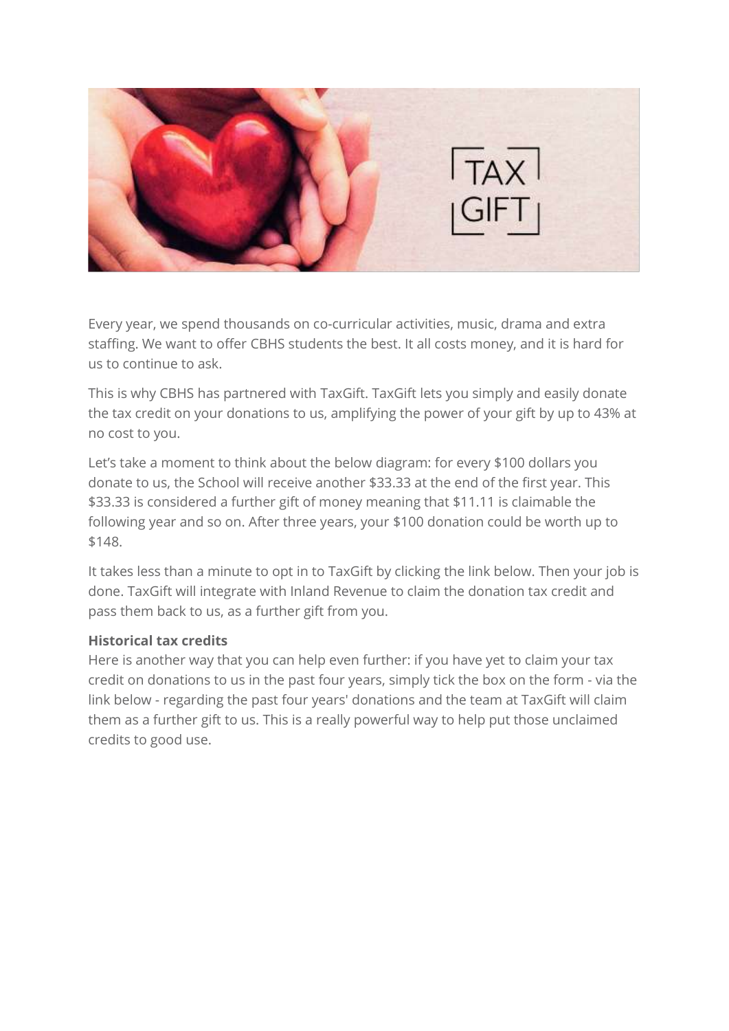Every year, we spend thousands on co-curricular activities, music, drama and extra staffing. We want to offer CBHS students the best. It all costs money, and it is hard for us to continue to ask.

This is why CBHS has partnered with TaxGift. TaxGift lets you simply and easily donate the tax credit on your donations to us, amplifying the power of your gift by up to 43% at no cost to you.

Let's take a moment to think about the below diagram: for every $100 dollars you donate to us, the School will receive another $33.33 at the end of the first year. This $33.33 is considered a further gift of money meaning that $11.11 is claimable the following year and so on. After three years, your $100 donation could be worth up to $148.

It takes less than a minute to opt in to TaxGift by clicking the link below. Then your job is done. TaxGift will integrate with Inland Revenue to claim the donation tax credit and pass them back to us, as a further gift from you.

**Historical tax credits**

Here is another way that you can help even further: if you have yet to claim your tax credit on donations to us in the past four years, simply tick the box on the form - via the link below - regarding the past four years' donations and the team at TaxGift will claim them as a further gift to us. This is a really powerful way to help put those unclaimed credits to good use.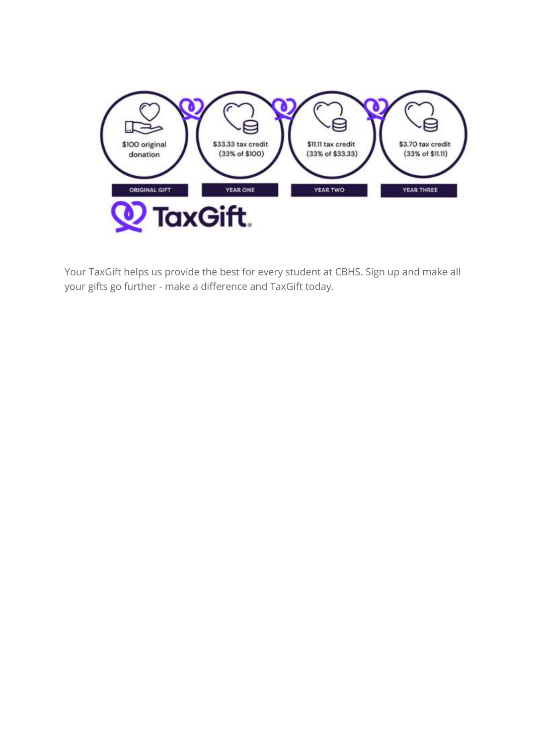$100 original donation

ORIGINAL GIFT

$33.33 tax credit (33% of $100)

YEAR ONE

$11.11 tax credit (33% of $33.33)

YEAR TWO

$3.70 tax credit (33% of $11.11)

YEAR THREE

TaxGift.

Your TaxGift helps us provide the best for every student at CBHS. Sign up and make all your gifts go further - make a difference and TaxGift today.